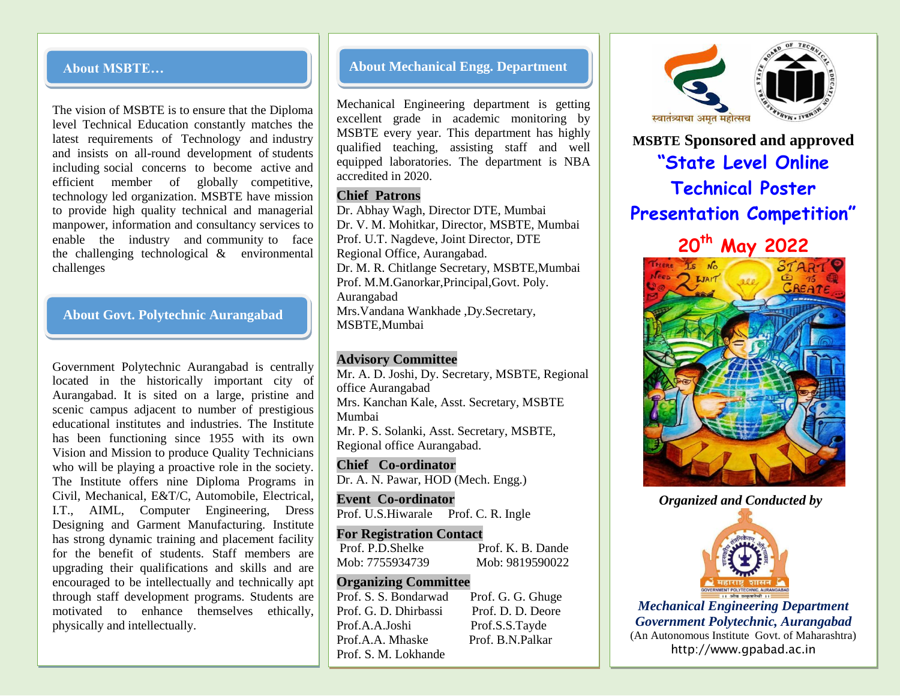## About MSBTE…

The vision of MSBTE is to ensure that the Diploma level Technical Education constantly matches the latest requirements of Technology and industry and insists on all-round development of students including social concerns to become active and efficient member of globally competitive, technology led organization. MSBTE have mission to provide high quality technical and managerial manpower, information and consultancy services to enable the industry and community to face the challenging technological & environmental challenges

## About Govt. Polytechnic Aurangabad

Government Polytechnic Aurangabad is centrally located in the historically important city of Aurangabad. It is sited on a large, pristine and scenic campus adjacent to number of prestigious educational institutes and industries. The Institute has been functioning since 1955 with its own Vision and Mission to produce Quality Technicians who will be playing a proactive role in the society. The Institute offers nine Diploma Programs in Civil, Mechanical, E&T/C, Automobile, Electrical, I.T., AIML, Computer Engineering, Dress Designing and Garment Manufacturing. Institute has strong dynamic training and placement facility for the benefit of students. Staff members are upgrading their qualifications and skills and are encouraged to be intellectually and technically apt through staff development programs. Students are motivated to enhance themselves ethically, physically and intellectually.

## About Mechanical Engg. Department

Mechanical Engineering department is getting excellent grade in academic monitoring by MSBTE every year. This department has highly qualified teaching, assisting staff and well equipped laboratories. The department is NBA accredited in 2020.

**Chief Patrons**

Dr. Abhay Wagh, Director DTE, Mumbai
Dr. V. M. Mohitkar, Director, MSBTE, Mumbai
Prof. U.T. Nagdeve, Joint Director, DTE Regional Office, Aurangabad.
Dr. M. R. Chitlange Secretary, MSBTE,Mumbai
Prof. M.M.Ganorkar,Principal,Govt. Poly. Aurangabad
Mrs.Vandana Wankhade ,Dy.Secretary, MSBTE,Mumbai

**Advisory Committee**

Mr. A. D. Joshi, Dy. Secretary, MSBTE, Regional office Aurangabad
Mrs. Kanchan Kale, Asst. Secretary, MSBTE Mumbai
Mr. P. S. Solanki, Asst. Secretary, MSBTE, Regional office Aurangabad.

**Chief Co-ordinator**

Dr. A. N. Pawar, HOD (Mech. Engg.)

**Event Co-ordinator**

Prof. U.S.Hiwarale Prof. C. R. Ingle

**For Registration Contact**

Prof. P.D.Shelke, Mob: 7755934739
Prof. K. B. Dande, Mob: 9819590022

**Organizing Committee**

Prof. S. S. Bondarwad
Prof. G. G. Ghuge
Prof. G. D. Dhirbassi
Prof. D. D. Deore
Prof.A.A.Joshi
Prof.S.S.Tayde
Prof.A.A. Mhaske
Prof. B.N.Palkar
Prof. S. M. Lokhande

स्वातंत्र्याचा अमृत महोत्सव

**MSBTE Sponsored and approved**

# "State Level Online Technical Poster Presentation Competition"

## 20th May 2022

*Organized and Conducted by*

***Mechanical Engineering Department***
***Government Polytechnic, Aurangabad***
(An Autonomous Institute Govt. of Maharashtra)
http://www.gpabad.ac.in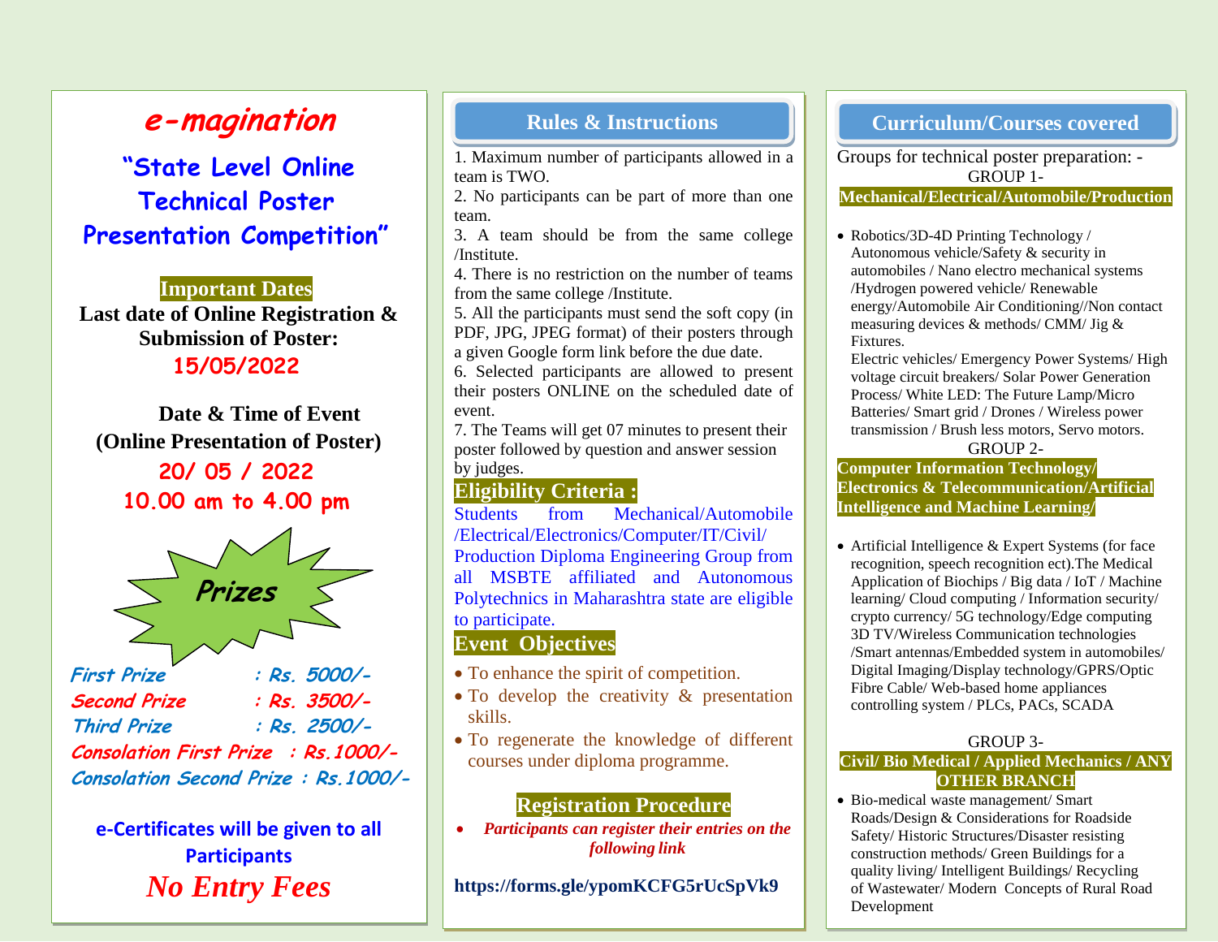# e-magination

## "State Level Online Technical Poster Presentation Competition"

**Important Dates**

**Last date of Online Registration & Submission of Poster:**

**15/05/2022**

**Date & Time of Event (Online Presentation of Poster)**

**20/ 05 / 2022**

**10.00 am to 4.00 pm**

### Prizes

| | |
|---|---|
| *First Prize* | *: Rs. 5000/-* |
| *Second Prize* | *: Rs. 3500/-* |
| *Third Prize* | *: Rs. 2500/-* |
| *Consolation First Prize* | *: Rs.1000/-* |
| *Consolation Second Prize* | *: Rs.1000/-* |

**e-Certificates will be given to all Participants**

***No Entry Fees***

## Rules & Instructions

1. Maximum number of participants allowed in a team is TWO.
2. No participants can be part of more than one team.
3. A team should be from the same college /Institute.
4. There is no restriction on the number of teams from the same college /Institute.
5. All the participants must send the soft copy (in PDF, JPG, JPEG format) of their posters through a given Google form link before the due date.
6. Selected participants are allowed to present their posters ONLINE on the scheduled date of event.
7. The Teams will get 07 minutes to present their poster followed by question and answer session by judges.

### Eligibility Criteria :

Students from Mechanical/Automobile /Electrical/Electronics/Computer/IT/Civil/ Production Diploma Engineering Group from all MSBTE affiliated and Autonomous Polytechnics in Maharashtra state are eligible to participate.

### Event Objectives

- To enhance the spirit of competition.
- To develop the creativity & presentation skills.
- To regenerate the knowledge of different courses under diploma programme.

### Registration Procedure

- *Participants can register their entries on the following link*

**https://forms.gle/ypomKCFG5rUcSpVk9**

## Curriculum/Courses covered

Groups for technical poster preparation: -

GROUP 1-

**Mechanical/Electrical/Automobile/Production**

- Robotics/3D-4D Printing Technology / Autonomous vehicle/Safety & security in automobiles / Nano electro mechanical systems /Hydrogen powered vehicle/ Renewable energy/Automobile Air Conditioning//Non contact measuring devices & methods/ CMM/ Jig & Fixtures.

  Electric vehicles/ Emergency Power Systems/ High voltage circuit breakers/ Solar Power Generation Process/ White LED: The Future Lamp/Micro Batteries/ Smart grid / Drones / Wireless power transmission / Brush less motors, Servo motors.

GROUP 2-

**Computer Information Technology/ Electronics & Telecommunication/Artificial Intelligence and Machine Learning/**

- Artificial Intelligence & Expert Systems (for face recognition, speech recognition ect).The Medical Application of Biochips / Big data / IoT / Machine learning/ Cloud computing / Information security/ crypto currency/ 5G technology/Edge computing 3D TV/Wireless Communication technologies /Smart antennas/Embedded system in automobiles/ Digital Imaging/Display technology/GPRS/Optic Fibre Cable/ Web-based home appliances controlling system / PLCs, PACs, SCADA

GROUP 3-

**Civil/ Bio Medical / Applied Mechanics / ANY OTHER BRANCH**

- Bio-medical waste management/ Smart Roads/Design & Considerations for Roadside Safety/ Historic Structures/Disaster resisting construction methods/ Green Buildings for a quality living/ Intelligent Buildings/ Recycling of Wastewater/ Modern Concepts of Rural Road Development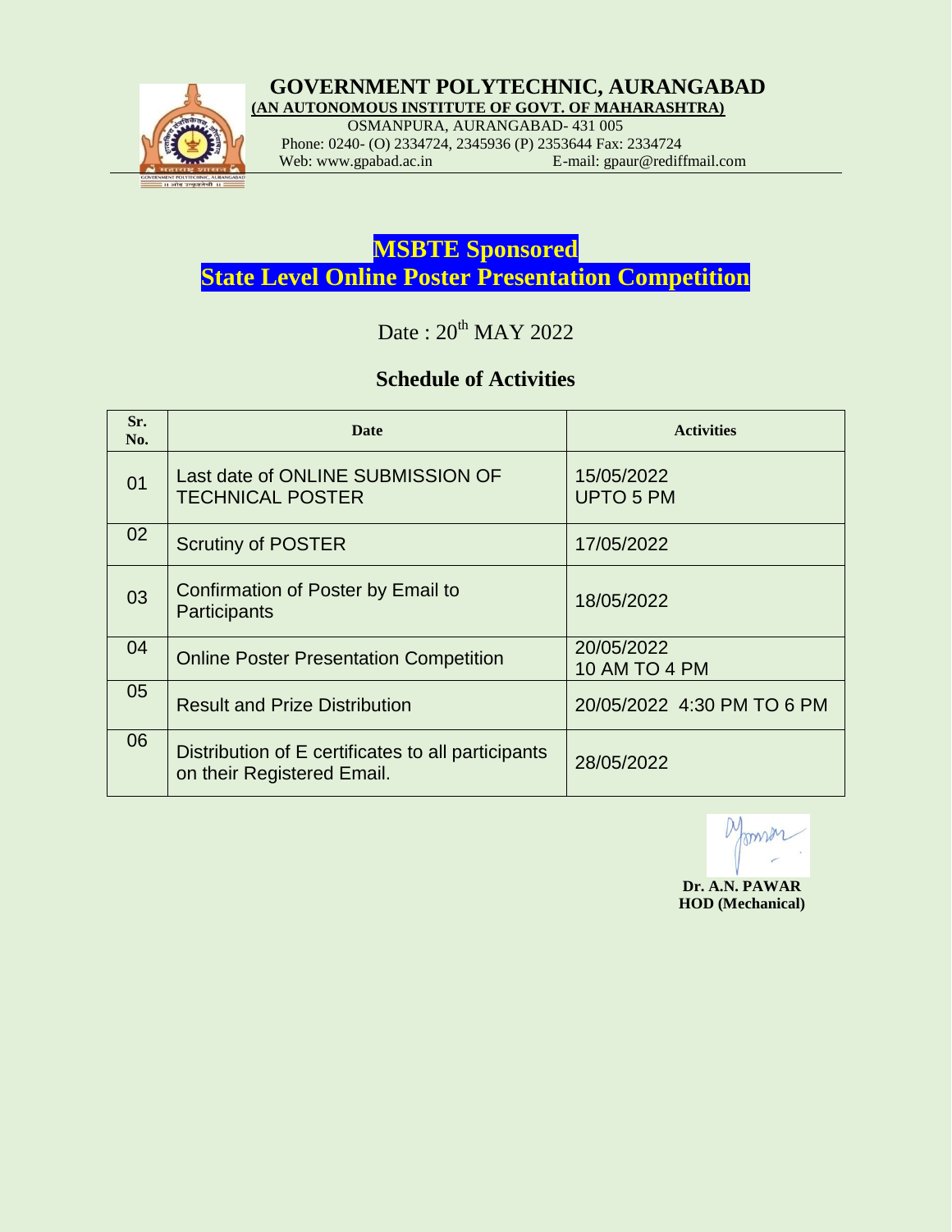# GOVERNMENT POLYTECHNIC, AURANGABAD

**(AN AUTONOMOUS INSTITUTE OF GOVT. OF MAHARASHTRA)**

OSMANPURA, AURANGABAD- 431 005

Phone: 0240- (O) 2334724, 2345936 (P) 2353644 Fax: 2334724

Web: www.gpabad.ac.in E-mail: gpaur@rediffmail.com

## MSBTE Sponsored
## State Level Online Poster Presentation Competition

Date : 20th MAY 2022

### Schedule of Activities

| Sr. No. | Date | Activities |
|---|---|---|
| 01 | Last date of ONLINE SUBMISSION OF TECHNICAL POSTER | 15/05/2022 UPTO 5 PM |
| 02 | Scrutiny of POSTER | 17/05/2022 |
| 03 | Confirmation of Poster by Email to Participants | 18/05/2022 |
| 04 | Online Poster Presentation Competition | 20/05/2022 10 AM TO 4 PM |
| 05 | Result and Prize Distribution | 20/05/2022 4:30 PM TO 6 PM |
| 06 | Distribution of E certificates to all participants on their Registered Email. | 28/05/2022 |

**Dr. A.N. PAWAR**
**HOD (Mechanical)**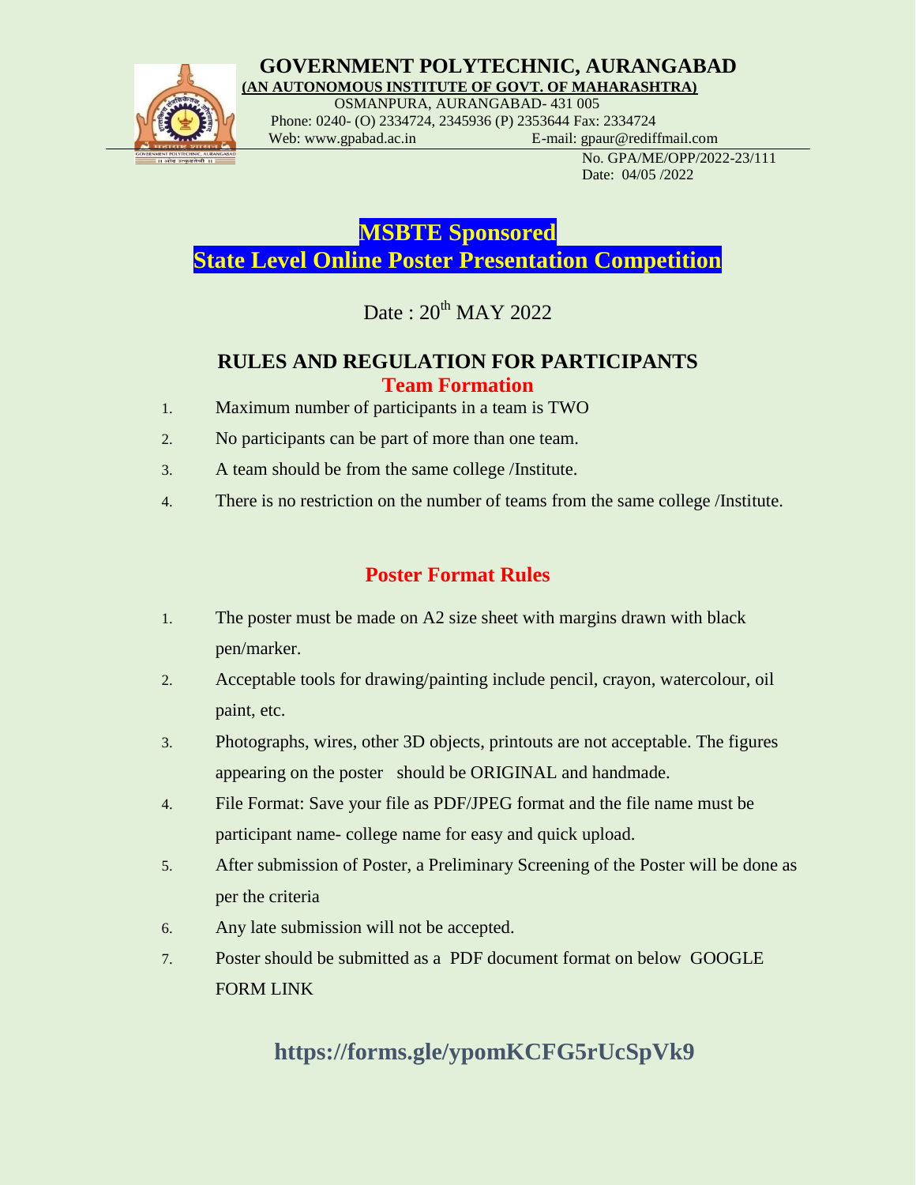# GOVERNMENT POLYTECHNIC, AURANGABAD

**(AN AUTONOMOUS INSTITUTE OF GOVT. OF MAHARASHTRA)**

OSMANPURA, AURANGABAD- 431 005

Phone: 0240- (O) 2334724, 2345936 (P) 2353644 Fax: 2334724

Web: www.gpabad.ac.in E-mail: gpaur@rediffmail.com

No. GPA/ME/OPP/2022-23/111

Date: 04/05 /2022

## MSBTE Sponsored
## State Level Online Poster Presentation Competition

Date : 20th MAY 2022

## RULES AND REGULATION FOR PARTICIPANTS

### Team Formation

1. Maximum number of participants in a team is TWO
2. No participants can be part of more than one team.
3. A team should be from the same college /Institute.
4. There is no restriction on the number of teams from the same college /Institute.

### Poster Format Rules

1. The poster must be made on A2 size sheet with margins drawn with black pen/marker.
2. Acceptable tools for drawing/painting include pencil, crayon, watercolour, oil paint, etc.
3. Photographs, wires, other 3D objects, printouts are not acceptable. The figures appearing on the poster should be ORIGINAL and handmade.
4. File Format: Save your file as PDF/JPEG format and the file name must be participant name- college name for easy and quick upload.
5. After submission of Poster, a Preliminary Screening of the Poster will be done as per the criteria
6. Any late submission will not be accepted.
7. Poster should be submitted as a PDF document format on below GOOGLE FORM LINK

**https://forms.gle/ypomKCFG5rUcSpVk9**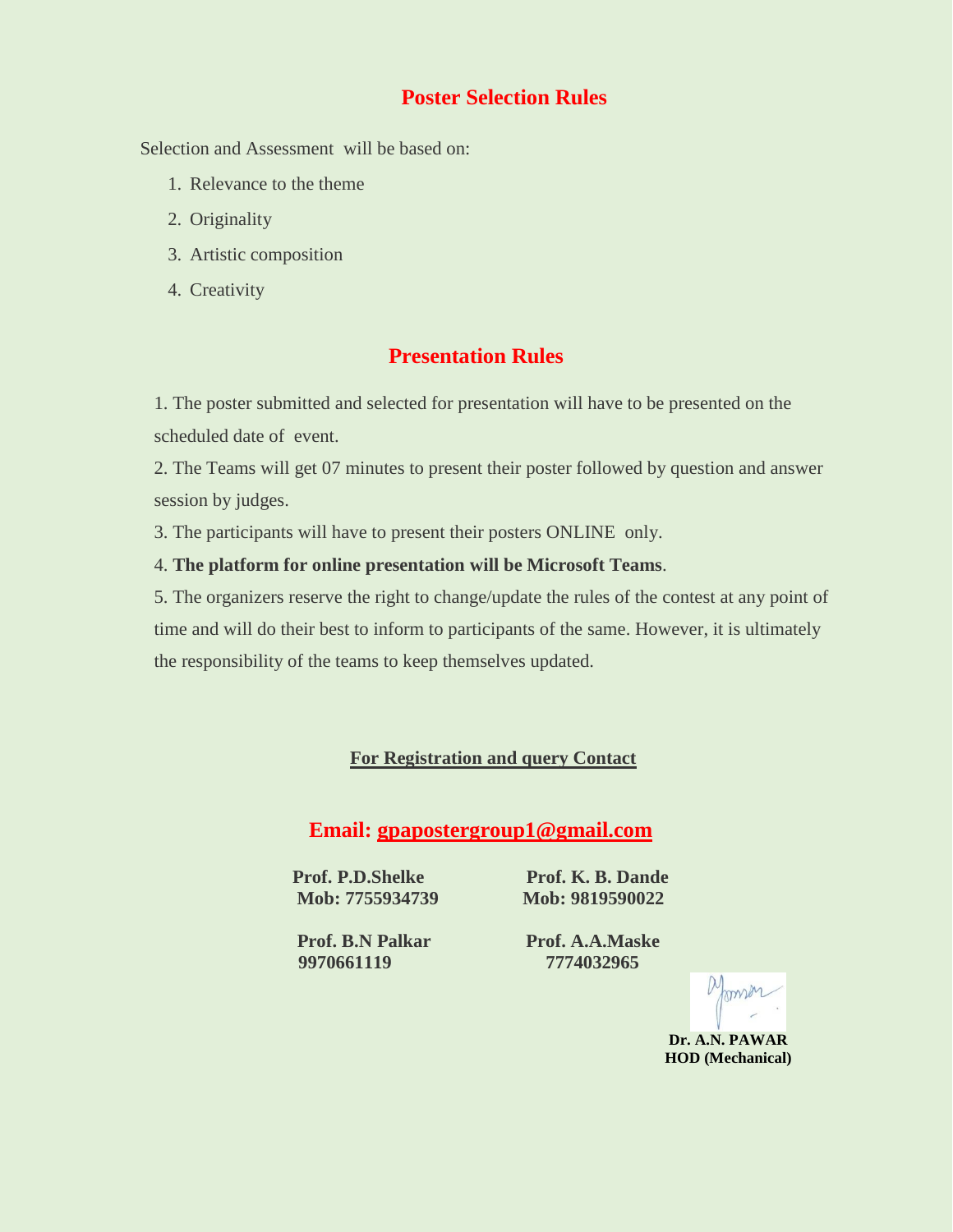## Poster Selection Rules

Selection and Assessment will be based on:

1. Relevance to the theme
2. Originality
3. Artistic composition
4. Creativity

## Presentation Rules

1. The poster submitted and selected for presentation will have to be presented on the scheduled date of event.

2. The Teams will get 07 minutes to present their poster followed by question and answer session by judges.

3. The participants will have to present their posters ONLINE only.

4. **The platform for online presentation will be Microsoft Teams**.

5. The organizers reserve the right to change/update the rules of the contest at any point of time and will do their best to inform to participants of the same. However, it is ultimately the responsibility of the teams to keep themselves updated.

**For Registration and query Contact**

**Email: gpapostergroup1@gmail.com**

**Prof. P.D.Shelke**
**Mob: 7755934739**

**Prof. K. B. Dande**
**Mob: 9819590022**

**Prof. B.N Palkar**
**9970661119**

**Prof. A.A.Maske**
**7774032965**

**Dr. A.N. PAWAR**
**HOD (Mechanical)**